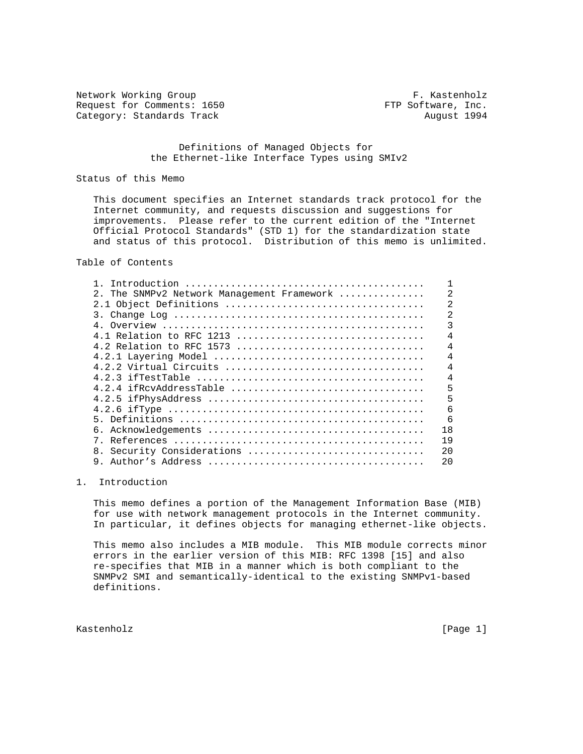Network Working Group F. Kastenholz
Request for Comments: 1650 FTP Software, Inc.
Category: Standards Track August 1994

# Definitions of Managed Objects for the Ethernet-like Interface Types using SMIv2

## Status of this Memo

This document specifies an Internet standards track protocol for the Internet community, and requests discussion and suggestions for improvements. Please refer to the current edition of the "Internet Official Protocol Standards" (STD 1) for the standardization state and status of this protocol. Distribution of this memo is unlimited.

## Table of Contents

```
1. Introduction ........................................    1
2. The SNMPv2 Network Management Framework ..............    2
2.1 Object Definitions ..................................    2
3. Change Log ...........................................    2
4. Overview .............................................    3
4.1 Relation to RFC 1213 ................................    4
4.2 Relation to RFC 1573 ................................    4
4.2.1 Layering Model ....................................    4
4.2.2 Virtual Circuits ..................................    4
4.2.3 ifTestTable .......................................    4
4.2.4 ifRcvAddressTable .................................    5
4.2.5 ifPhysAddress .....................................    5
4.2.6 ifType ............................................    6
5. Definitions ..........................................    6
6. Acknowledgements .....................................   18
7. References ...........................................   19
8. Security Considerations ..............................   20
9. Author's Address .....................................   20
```

## 1. Introduction

This memo defines a portion of the Management Information Base (MIB) for use with network management protocols in the Internet community. In particular, it defines objects for managing ethernet-like objects.

This memo also includes a MIB module. This MIB module corrects minor errors in the earlier version of this MIB: RFC 1398 [15] and also re-specifies that MIB in a manner which is both compliant to the SNMPv2 SMI and semantically-identical to the existing SNMPv1-based definitions.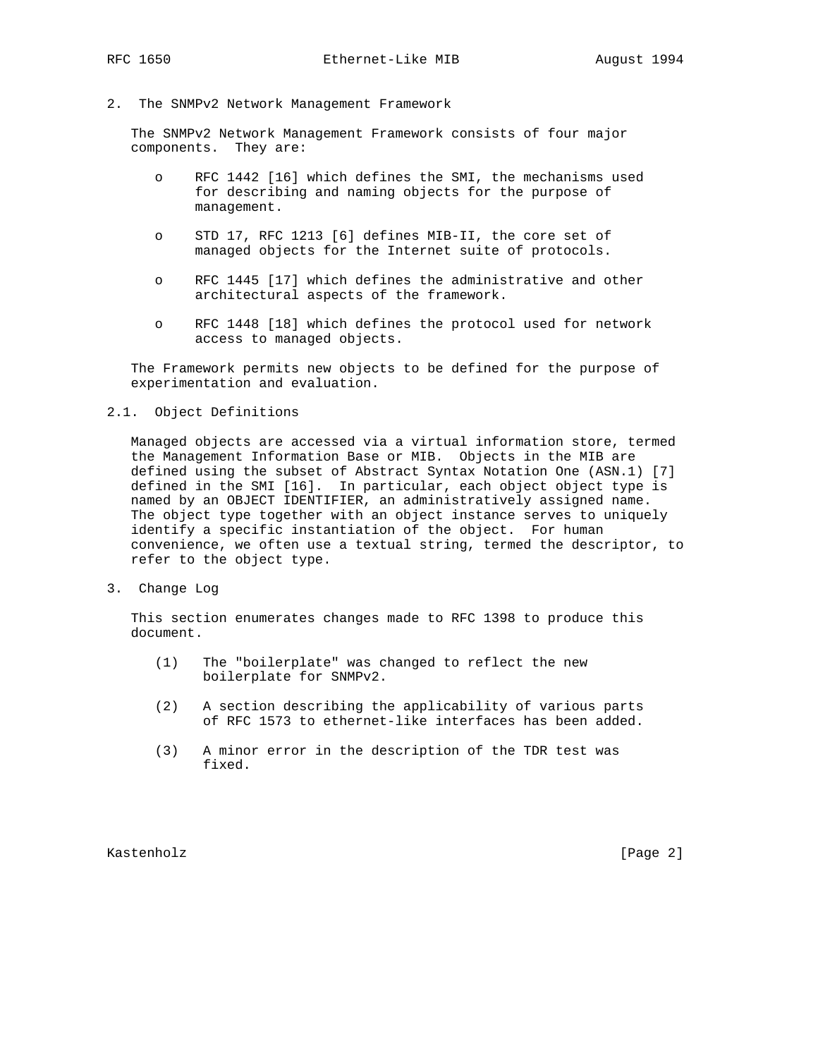## 2. The SNMPv2 Network Management Framework

The SNMPv2 Network Management Framework consists of four major components. They are:

- RFC 1442 [16] which defines the SMI, the mechanisms used for describing and naming objects for the purpose of management.
- STD 17, RFC 1213 [6] defines MIB-II, the core set of managed objects for the Internet suite of protocols.
- RFC 1445 [17] which defines the administrative and other architectural aspects of the framework.
- RFC 1448 [18] which defines the protocol used for network access to managed objects.

The Framework permits new objects to be defined for the purpose of experimentation and evaluation.

### 2.1. Object Definitions

Managed objects are accessed via a virtual information store, termed the Management Information Base or MIB. Objects in the MIB are defined using the subset of Abstract Syntax Notation One (ASN.1) [7] defined in the SMI [16]. In particular, each object object type is named by an OBJECT IDENTIFIER, an administratively assigned name. The object type together with an object instance serves to uniquely identify a specific instantiation of the object. For human convenience, we often use a textual string, termed the descriptor, to refer to the object type.

## 3. Change Log

This section enumerates changes made to RFC 1398 to produce this document.

(1) The "boilerplate" was changed to reflect the new boilerplate for SNMPv2.

(2) A section describing the applicability of various parts of RFC 1573 to ethernet-like interfaces has been added.

(3) A minor error in the description of the TDR test was fixed.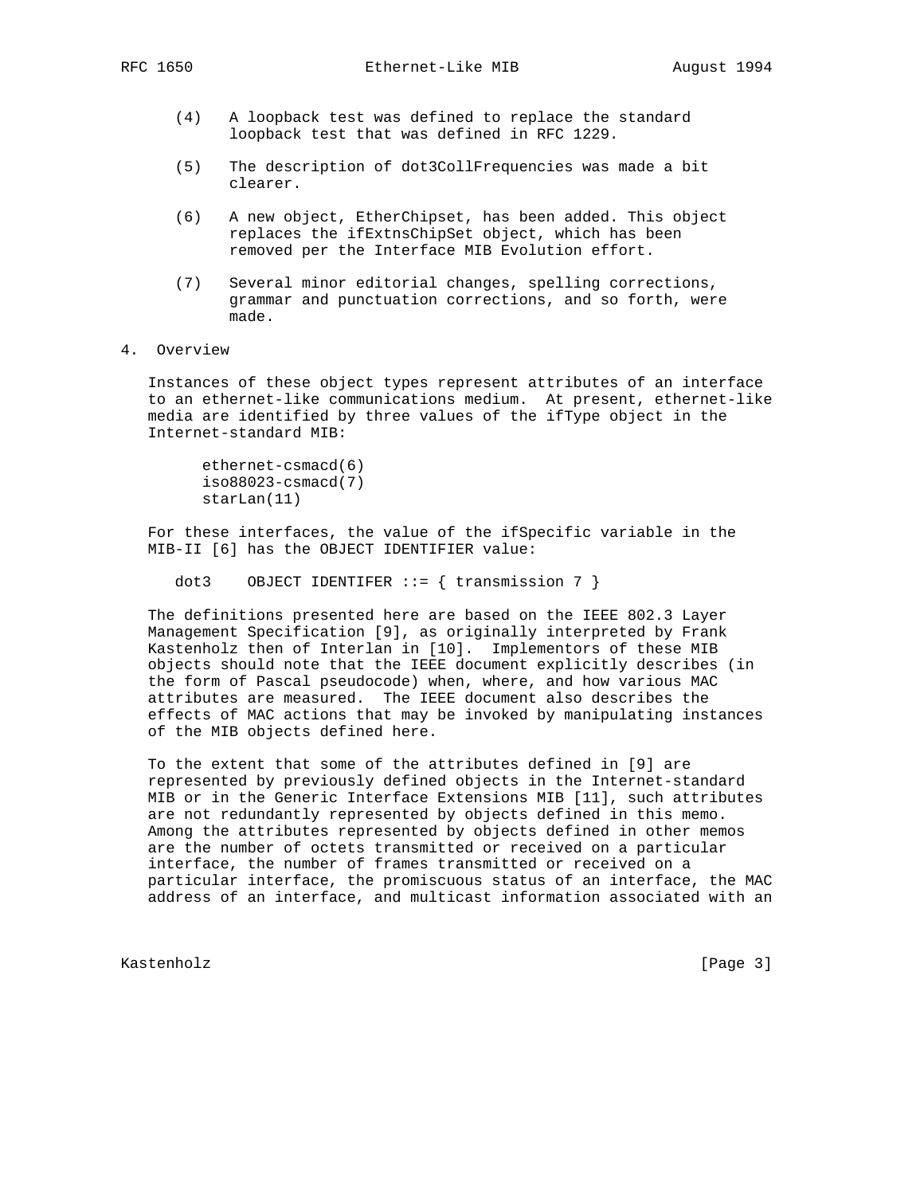(4) A loopback test was defined to replace the standard loopback test that was defined in RFC 1229.

(5) The description of dot3CollFrequencies was made a bit clearer.

(6) A new object, EtherChipset, has been added. This object replaces the ifExtnsChipSet object, which has been removed per the Interface MIB Evolution effort.

(7) Several minor editorial changes, spelling corrections, grammar and punctuation corrections, and so forth, were made.

## 4. Overview

Instances of these object types represent attributes of an interface to an ethernet-like communications medium. At present, ethernet-like media are identified by three values of the ifType object in the Internet-standard MIB:

```
ethernet-csmacd(6)
iso88023-csmacd(7)
starLan(11)
```

For these interfaces, the value of the ifSpecific variable in the MIB-II [6] has the OBJECT IDENTIFIER value:

```
dot3    OBJECT IDENTIFER ::= { transmission 7 }
```

The definitions presented here are based on the IEEE 802.3 Layer Management Specification [9], as originally interpreted by Frank Kastenholz then of Interlan in [10]. Implementors of these MIB objects should note that the IEEE document explicitly describes (in the form of Pascal pseudocode) when, where, and how various MAC attributes are measured. The IEEE document also describes the effects of MAC actions that may be invoked by manipulating instances of the MIB objects defined here.

To the extent that some of the attributes defined in [9] are represented by previously defined objects in the Internet-standard MIB or in the Generic Interface Extensions MIB [11], such attributes are not redundantly represented by objects defined in this memo. Among the attributes represented by objects defined in other memos are the number of octets transmitted or received on a particular interface, the number of frames transmitted or received on a particular interface, the promiscuous status of an interface, the MAC address of an interface, and multicast information associated with an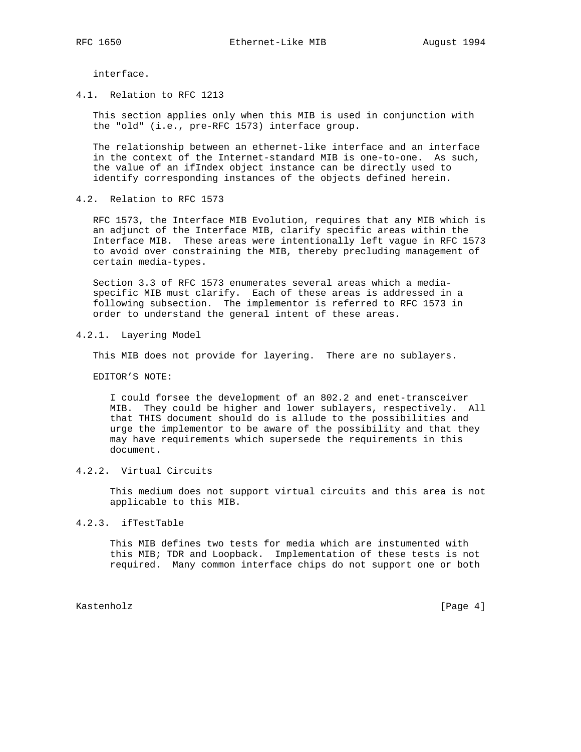interface.

### 4.1. Relation to RFC 1213

This section applies only when this MIB is used in conjunction with the "old" (i.e., pre-RFC 1573) interface group.

The relationship between an ethernet-like interface and an interface in the context of the Internet-standard MIB is one-to-one. As such, the value of an ifIndex object instance can be directly used to identify corresponding instances of the objects defined herein.

### 4.2. Relation to RFC 1573

RFC 1573, the Interface MIB Evolution, requires that any MIB which is an adjunct of the Interface MIB, clarify specific areas within the Interface MIB. These areas were intentionally left vague in RFC 1573 to avoid over constraining the MIB, thereby precluding management of certain media-types.

Section 3.3 of RFC 1573 enumerates several areas which a media-specific MIB must clarify. Each of these areas is addressed in a following subsection. The implementor is referred to RFC 1573 in order to understand the general intent of these areas.

#### 4.2.1. Layering Model

This MIB does not provide for layering. There are no sublayers.

EDITOR’S NOTE:

> I could forsee the development of an 802.2 and enet-transceiver MIB. They could be higher and lower sublayers, respectively. All that THIS document should do is allude to the possibilities and urge the implementor to be aware of the possibility and that they may have requirements which supersede the requirements in this document.

#### 4.2.2. Virtual Circuits

This medium does not support virtual circuits and this area is not applicable to this MIB.

#### 4.2.3. ifTestTable

This MIB defines two tests for media which are instumented with this MIB; TDR and Loopback. Implementation of these tests is not required. Many common interface chips do not support one or both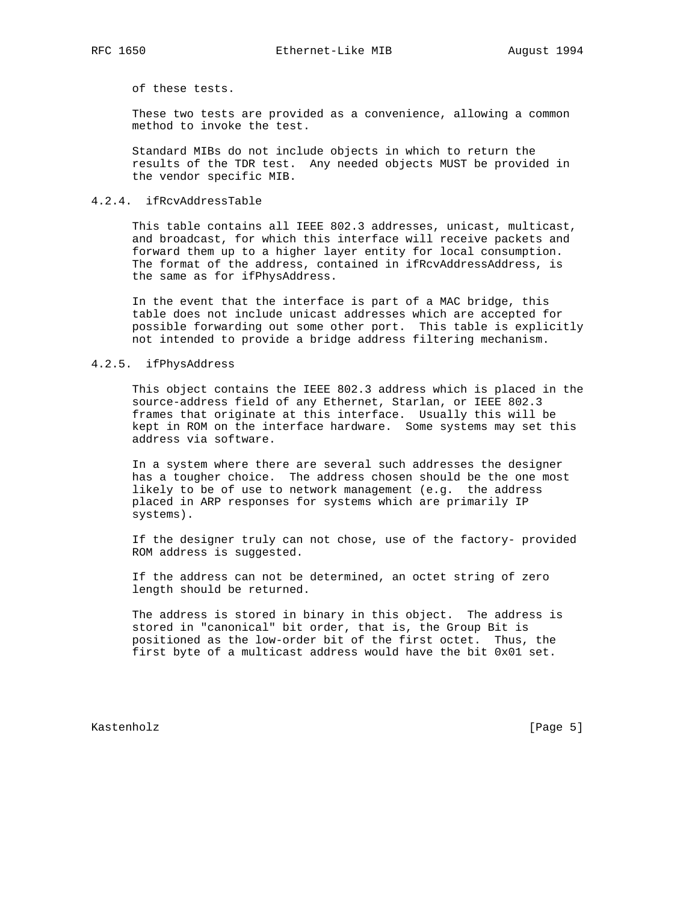of these tests.

These two tests are provided as a convenience, allowing a common method to invoke the test.

Standard MIBs do not include objects in which to return the results of the TDR test. Any needed objects MUST be provided in the vendor specific MIB.

### 4.2.4. ifRcvAddressTable

This table contains all IEEE 802.3 addresses, unicast, multicast, and broadcast, for which this interface will receive packets and forward them up to a higher layer entity for local consumption. The format of the address, contained in ifRcvAddressAddress, is the same as for ifPhysAddress.

In the event that the interface is part of a MAC bridge, this table does not include unicast addresses which are accepted for possible forwarding out some other port. This table is explicitly not intended to provide a bridge address filtering mechanism.

### 4.2.5. ifPhysAddress

This object contains the IEEE 802.3 address which is placed in the source-address field of any Ethernet, Starlan, or IEEE 802.3 frames that originate at this interface. Usually this will be kept in ROM on the interface hardware. Some systems may set this address via software.

In a system where there are several such addresses the designer has a tougher choice. The address chosen should be the one most likely to be of use to network management (e.g. the address placed in ARP responses for systems which are primarily IP systems).

If the designer truly can not chose, use of the factory- provided ROM address is suggested.

If the address can not be determined, an octet string of zero length should be returned.

The address is stored in binary in this object. The address is stored in "canonical" bit order, that is, the Group Bit is positioned as the low-order bit of the first octet. Thus, the first byte of a multicast address would have the bit 0x01 set.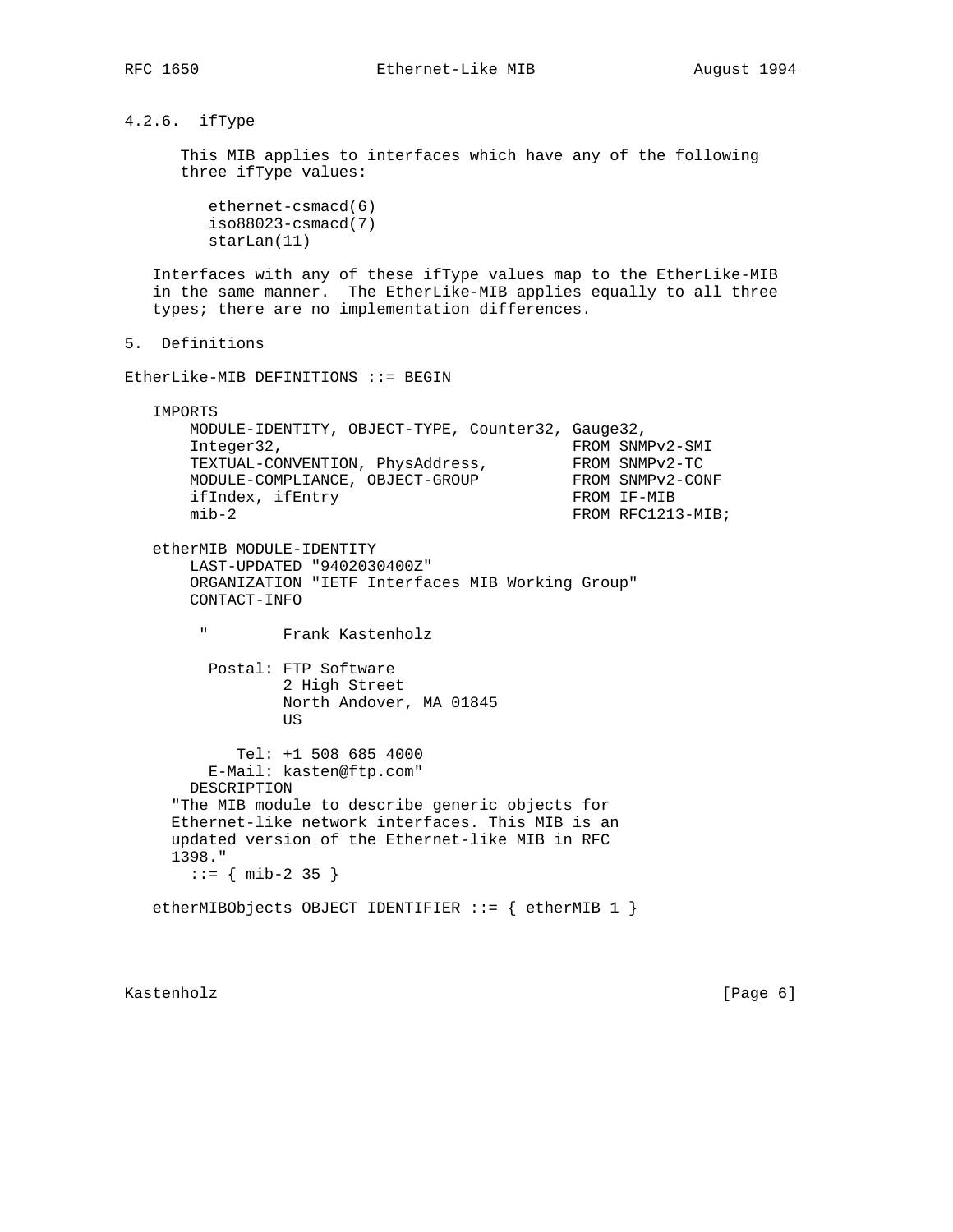#### 4.2.6. ifType

This MIB applies to interfaces which have any of the following three ifType values:

```
ethernet-csmacd(6)
iso88023-csmacd(7)
starLan(11)
```

Interfaces with any of these ifType values map to the EtherLike-MIB in the same manner. The EtherLike-MIB applies equally to all three types; there are no implementation differences.

## 5. Definitions

```
EtherLike-MIB DEFINITIONS ::= BEGIN

   IMPORTS
       MODULE-IDENTITY, OBJECT-TYPE, Counter32, Gauge32,
       Integer32,                                FROM SNMPv2-SMI
       TEXTUAL-CONVENTION, PhysAddress,          FROM SNMPv2-TC
       MODULE-COMPLIANCE, OBJECT-GROUP           FROM SNMPv2-CONF
       ifIndex, ifEntry                          FROM IF-MIB
       mib-2                                     FROM RFC1213-MIB;

   etherMIB MODULE-IDENTITY
       LAST-UPDATED "9402030400Z"
       ORGANIZATION "IETF Interfaces MIB Working Group"
       CONTACT-INFO

        "        Frank Kastenholz

         Postal: FTP Software
                 2 High Street
                 North Andover, MA 01845
                 US

            Tel: +1 508 685 4000
         E-Mail: kasten@ftp.com"
       DESCRIPTION
     "The MIB module to describe generic objects for
     Ethernet-like network interfaces. This MIB is an
     updated version of the Ethernet-like MIB in RFC
     1398."
       ::= { mib-2 35 }

   etherMIBObjects OBJECT IDENTIFIER ::= { etherMIB 1 }
```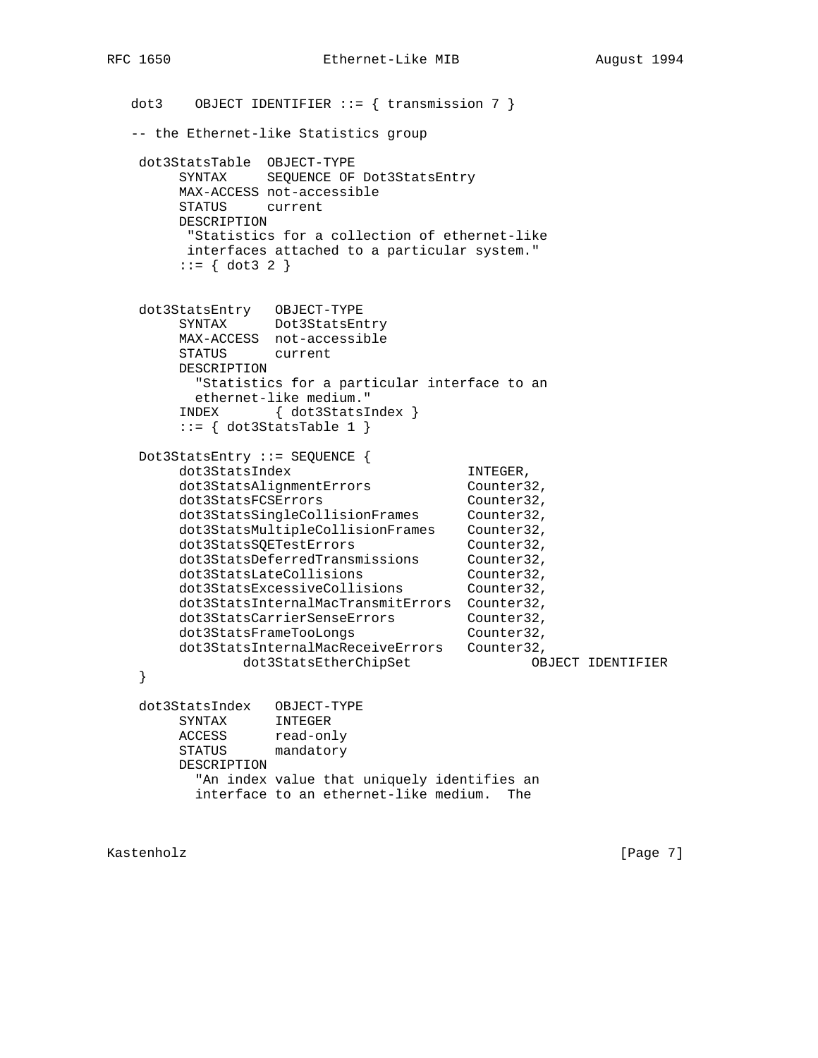```
   dot3    OBJECT IDENTIFIER ::= { transmission 7 }

   -- the Ethernet-like Statistics group

    dot3StatsTable  OBJECT-TYPE
         SYNTAX     SEQUENCE OF Dot3StatsEntry
         MAX-ACCESS not-accessible
         STATUS     current
         DESCRIPTION
          "Statistics for a collection of ethernet-like
          interfaces attached to a particular system."
         ::= { dot3 2 }


    dot3StatsEntry   OBJECT-TYPE
         SYNTAX      Dot3StatsEntry
         MAX-ACCESS  not-accessible
         STATUS      current
         DESCRIPTION
           "Statistics for a particular interface to an
           ethernet-like medium."
         INDEX       { dot3StatsIndex }
         ::= { dot3StatsTable 1 }

    Dot3StatsEntry ::= SEQUENCE {
         dot3StatsIndex                      INTEGER,
         dot3StatsAlignmentErrors            Counter32,
         dot3StatsFCSErrors                  Counter32,
         dot3StatsSingleCollisionFrames      Counter32,
         dot3StatsMultipleCollisionFrames    Counter32,
         dot3StatsSQETestErrors              Counter32,
         dot3StatsDeferredTransmissions      Counter32,
         dot3StatsLateCollisions             Counter32,
         dot3StatsExcessiveCollisions        Counter32,
         dot3StatsInternalMacTransmitErrors  Counter32,
         dot3StatsCarrierSenseErrors         Counter32,
         dot3StatsFrameTooLongs              Counter32,
         dot3StatsInternalMacReceiveErrors   Counter32,
                 dot3StatsEtherChipSet               OBJECT IDENTIFIER
    }

    dot3StatsIndex   OBJECT-TYPE
         SYNTAX      INTEGER
         ACCESS      read-only
         STATUS      mandatory
         DESCRIPTION
           "An index value that uniquely identifies an
           interface to an ethernet-like medium.  The
```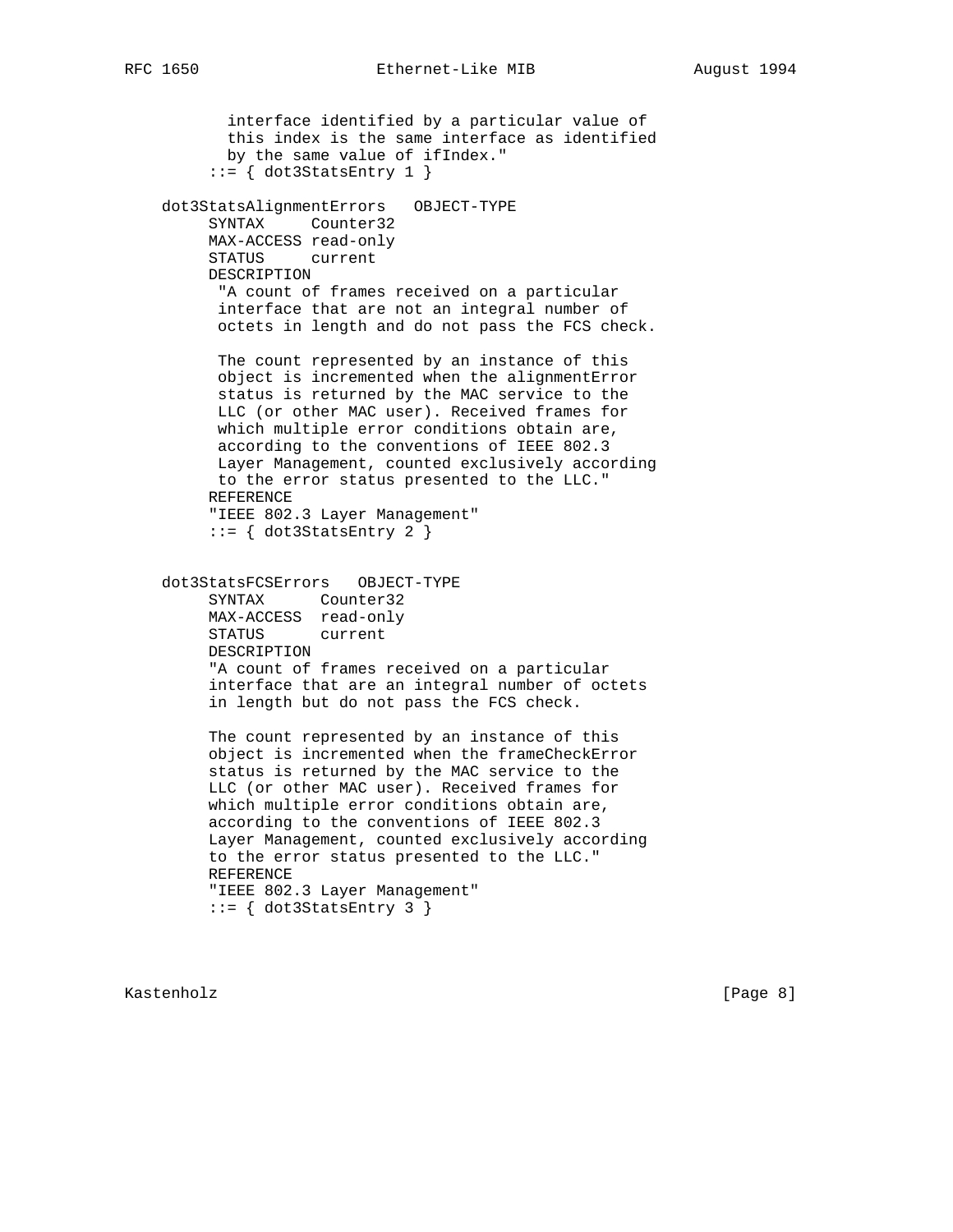```
          interface identified by a particular value of
          this index is the same interface as identified
          by the same value of ifIndex."
       ::= { dot3StatsEntry 1 }

   dot3StatsAlignmentErrors   OBJECT-TYPE
        SYNTAX     Counter32
        MAX-ACCESS read-only
        STATUS     current
        DESCRIPTION
         "A count of frames received on a particular
         interface that are not an integral number of
         octets in length and do not pass the FCS check.

         The count represented by an instance of this
         object is incremented when the alignmentError
         status is returned by the MAC service to the
         LLC (or other MAC user). Received frames for
         which multiple error conditions obtain are,
         according to the conventions of IEEE 802.3
         Layer Management, counted exclusively according
         to the error status presented to the LLC."
        REFERENCE
        "IEEE 802.3 Layer Management"
        ::= { dot3StatsEntry 2 }


   dot3StatsFCSErrors   OBJECT-TYPE
        SYNTAX      Counter32
        MAX-ACCESS  read-only
        STATUS      current
        DESCRIPTION
        "A count of frames received on a particular
        interface that are an integral number of octets
        in length but do not pass the FCS check.

        The count represented by an instance of this
        object is incremented when the frameCheckError
        status is returned by the MAC service to the
        LLC (or other MAC user). Received frames for
        which multiple error conditions obtain are,
        according to the conventions of IEEE 802.3
        Layer Management, counted exclusively according
        to the error status presented to the LLC."
        REFERENCE
        "IEEE 802.3 Layer Management"
        ::= { dot3StatsEntry 3 }
```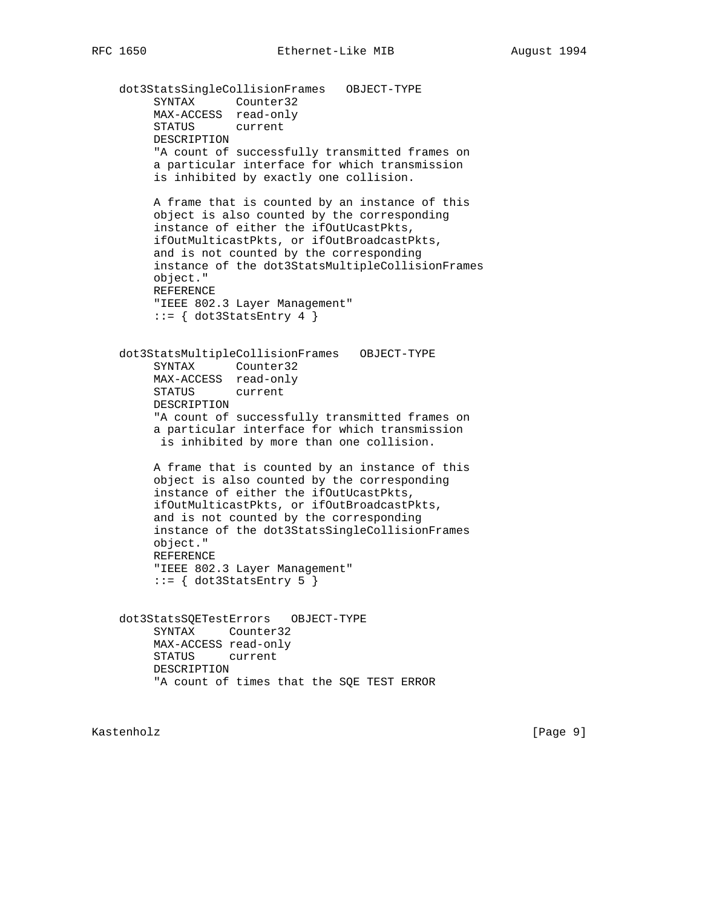```
dot3StatsSingleCollisionFrames   OBJECT-TYPE
     SYNTAX      Counter32
     MAX-ACCESS  read-only
     STATUS      current
     DESCRIPTION
     "A count of successfully transmitted frames on
     a particular interface for which transmission
     is inhibited by exactly one collision.

     A frame that is counted by an instance of this
     object is also counted by the corresponding
     instance of either the ifOutUcastPkts,
     ifOutMulticastPkts, or ifOutBroadcastPkts,
     and is not counted by the corresponding
     instance of the dot3StatsMultipleCollisionFrames
     object."
     REFERENCE
     "IEEE 802.3 Layer Management"
     ::= { dot3StatsEntry 4 }


dot3StatsMultipleCollisionFrames   OBJECT-TYPE
     SYNTAX      Counter32
     MAX-ACCESS  read-only
     STATUS      current
     DESCRIPTION
     "A count of successfully transmitted frames on
     a particular interface for which transmission
      is inhibited by more than one collision.

     A frame that is counted by an instance of this
     object is also counted by the corresponding
     instance of either the ifOutUcastPkts,
     ifOutMulticastPkts, or ifOutBroadcastPkts,
     and is not counted by the corresponding
     instance of the dot3StatsSingleCollisionFrames
     object."
     REFERENCE
     "IEEE 802.3 Layer Management"
     ::= { dot3StatsEntry 5 }


dot3StatsSQETestErrors   OBJECT-TYPE
     SYNTAX     Counter32
     MAX-ACCESS read-only
     STATUS     current
     DESCRIPTION
     "A count of times that the SQE TEST ERROR
```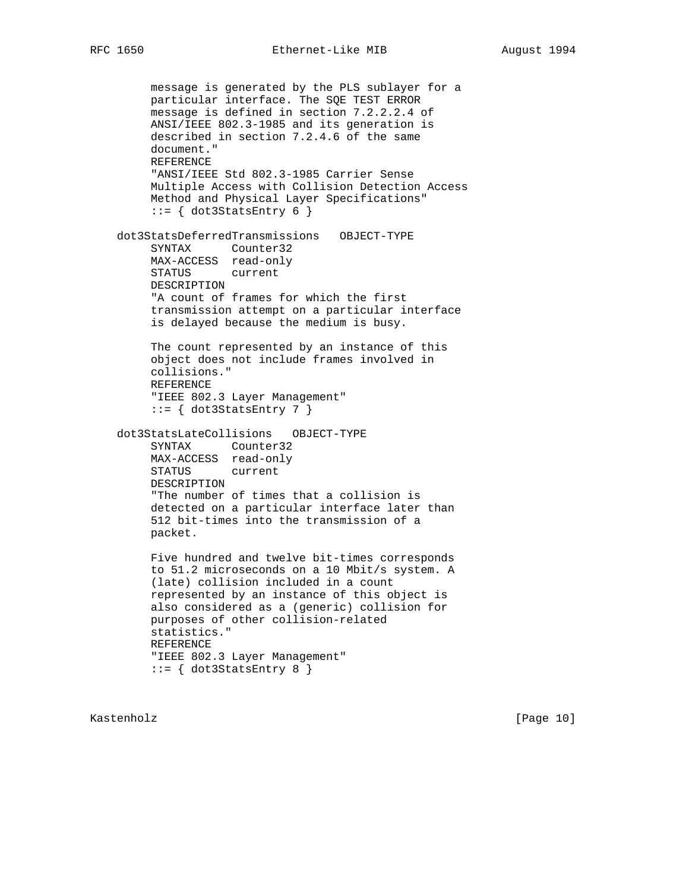```
        message is generated by the PLS sublayer for a
        particular interface. The SQE TEST ERROR
        message is defined in section 7.2.2.2.4 of
        ANSI/IEEE 802.3-1985 and its generation is
        described in section 7.2.4.6 of the same
        document."
        REFERENCE
        "ANSI/IEEE Std 802.3-1985 Carrier Sense
        Multiple Access with Collision Detection Access
        Method and Physical Layer Specifications"
        ::= { dot3StatsEntry 6 }

    dot3StatsDeferredTransmissions   OBJECT-TYPE
        SYNTAX      Counter32
        MAX-ACCESS  read-only
        STATUS      current
        DESCRIPTION
        "A count of frames for which the first
        transmission attempt on a particular interface
        is delayed because the medium is busy.

        The count represented by an instance of this
        object does not include frames involved in
        collisions."
        REFERENCE
        "IEEE 802.3 Layer Management"
        ::= { dot3StatsEntry 7 }

    dot3StatsLateCollisions   OBJECT-TYPE
        SYNTAX      Counter32
        MAX-ACCESS  read-only
        STATUS      current
        DESCRIPTION
        "The number of times that a collision is
        detected on a particular interface later than
        512 bit-times into the transmission of a
        packet.

        Five hundred and twelve bit-times corresponds
        to 51.2 microseconds on a 10 Mbit/s system. A
        (late) collision included in a count
        represented by an instance of this object is
        also considered as a (generic) collision for
        purposes of other collision-related
        statistics."
        REFERENCE
        "IEEE 802.3 Layer Management"
        ::= { dot3StatsEntry 8 }
```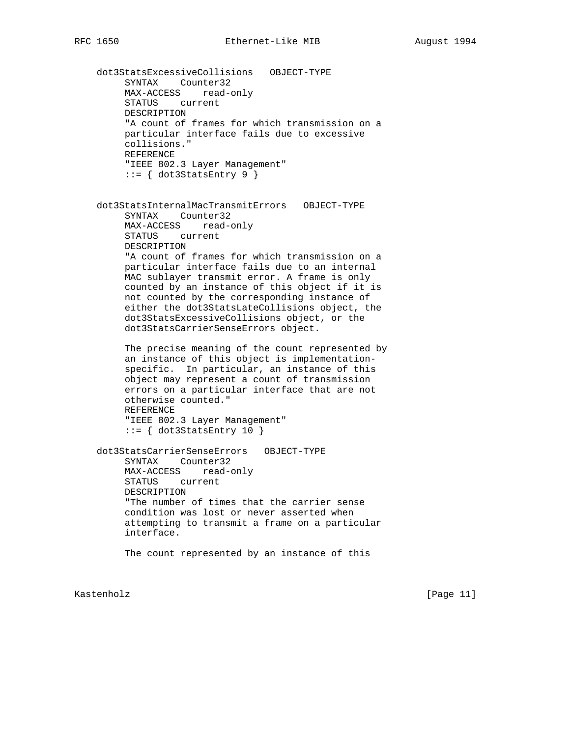```
    dot3StatsExcessiveCollisions   OBJECT-TYPE
         SYNTAX    Counter32
         MAX-ACCESS    read-only
         STATUS    current
         DESCRIPTION
         "A count of frames for which transmission on a
         particular interface fails due to excessive
         collisions."
         REFERENCE
         "IEEE 802.3 Layer Management"
         ::= { dot3StatsEntry 9 }


    dot3StatsInternalMacTransmitErrors   OBJECT-TYPE
         SYNTAX    Counter32
         MAX-ACCESS    read-only
         STATUS    current
         DESCRIPTION
         "A count of frames for which transmission on a
         particular interface fails due to an internal
         MAC sublayer transmit error. A frame is only
         counted by an instance of this object if it is
         not counted by the corresponding instance of
         either the dot3StatsLateCollisions object, the
         dot3StatsExcessiveCollisions object, or the
         dot3StatsCarrierSenseErrors object.

         The precise meaning of the count represented by
         an instance of this object is implementation-
         specific.  In particular, an instance of this
         object may represent a count of transmission
         errors on a particular interface that are not
         otherwise counted."
         REFERENCE
         "IEEE 802.3 Layer Management"
         ::= { dot3StatsEntry 10 }

    dot3StatsCarrierSenseErrors   OBJECT-TYPE
         SYNTAX    Counter32
         MAX-ACCESS    read-only
         STATUS    current
         DESCRIPTION
         "The number of times that the carrier sense
         condition was lost or never asserted when
         attempting to transmit a frame on a particular
         interface.

         The count represented by an instance of this
```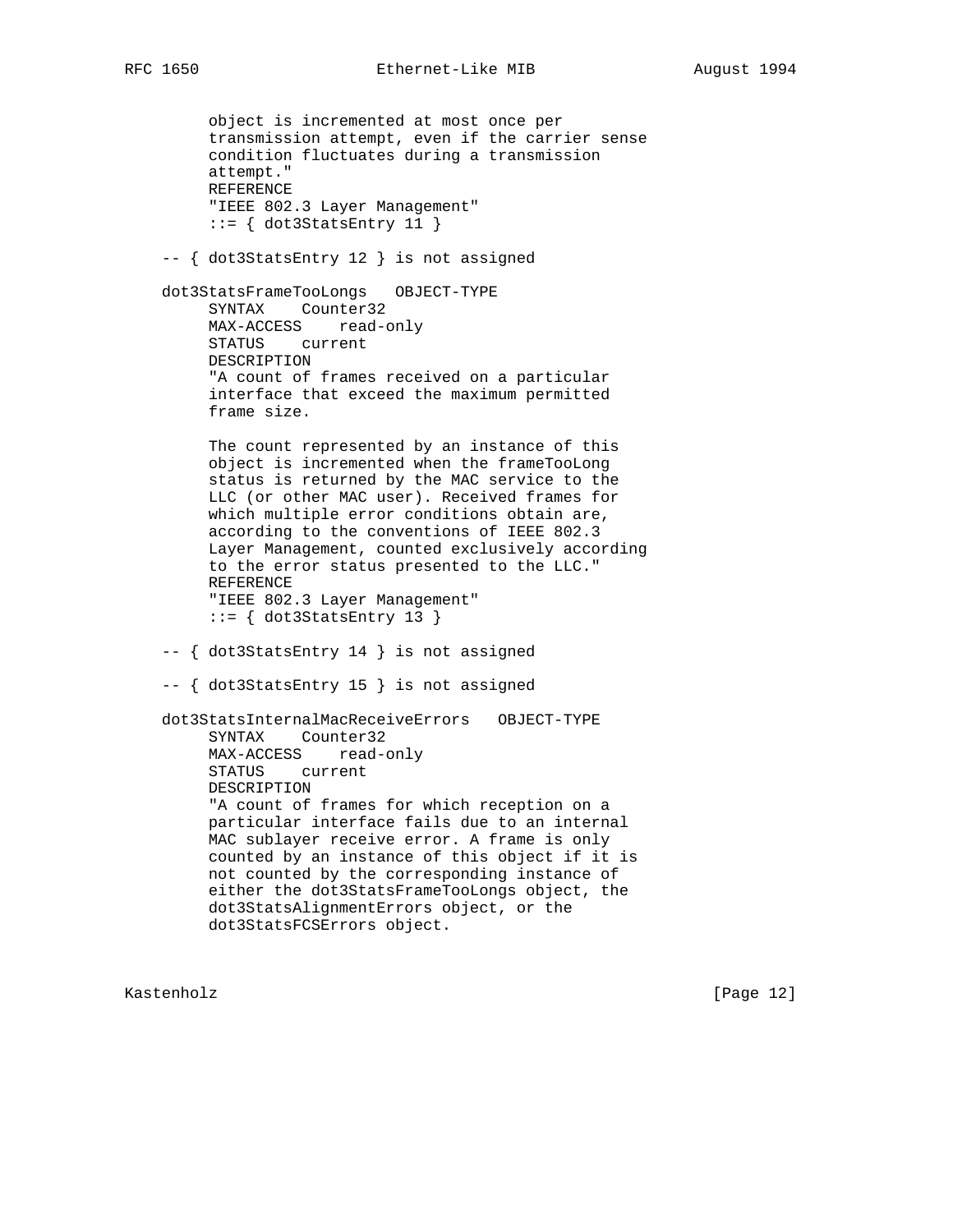```
        object is incremented at most once per
        transmission attempt, even if the carrier sense
        condition fluctuates during a transmission
        attempt."
        REFERENCE
        "IEEE 802.3 Layer Management"
        ::= { dot3StatsEntry 11 }

    -- { dot3StatsEntry 12 } is not assigned

    dot3StatsFrameTooLongs   OBJECT-TYPE
        SYNTAX    Counter32
        MAX-ACCESS    read-only
        STATUS    current
        DESCRIPTION
        "A count of frames received on a particular
        interface that exceed the maximum permitted
        frame size.

        The count represented by an instance of this
        object is incremented when the frameTooLong
        status is returned by the MAC service to the
        LLC (or other MAC user). Received frames for
        which multiple error conditions obtain are,
        according to the conventions of IEEE 802.3
        Layer Management, counted exclusively according
        to the error status presented to the LLC."
        REFERENCE
        "IEEE 802.3 Layer Management"
        ::= { dot3StatsEntry 13 }

    -- { dot3StatsEntry 14 } is not assigned

    -- { dot3StatsEntry 15 } is not assigned

    dot3StatsInternalMacReceiveErrors   OBJECT-TYPE
        SYNTAX    Counter32
        MAX-ACCESS    read-only
        STATUS    current
        DESCRIPTION
        "A count of frames for which reception on a
        particular interface fails due to an internal
        MAC sublayer receive error. A frame is only
        counted by an instance of this object if it is
        not counted by the corresponding instance of
        either the dot3StatsFrameTooLongs object, the
        dot3StatsAlignmentErrors object, or the
        dot3StatsFCSErrors object.
```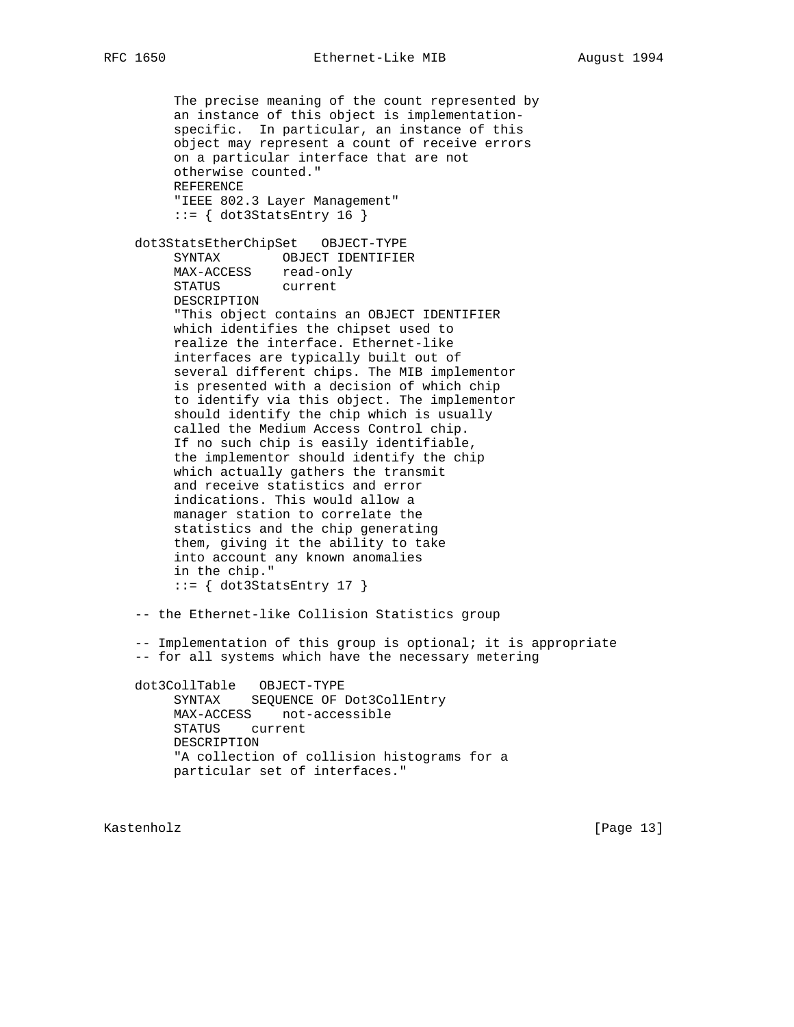```
        The precise meaning of the count represented by
        an instance of this object is implementation-
        specific.  In particular, an instance of this
        object may represent a count of receive errors
        on a particular interface that are not
        otherwise counted."
        REFERENCE
        "IEEE 802.3 Layer Management"
        ::= { dot3StatsEntry 16 }

    dot3StatsEtherChipSet   OBJECT-TYPE
        SYNTAX        OBJECT IDENTIFIER
        MAX-ACCESS    read-only
        STATUS        current
        DESCRIPTION
        "This object contains an OBJECT IDENTIFIER
        which identifies the chipset used to
        realize the interface. Ethernet-like
        interfaces are typically built out of
        several different chips. The MIB implementor
        is presented with a decision of which chip
        to identify via this object. The implementor
        should identify the chip which is usually
        called the Medium Access Control chip.
        If no such chip is easily identifiable,
        the implementor should identify the chip
        which actually gathers the transmit
        and receive statistics and error
        indications. This would allow a
        manager station to correlate the
        statistics and the chip generating
        them, giving it the ability to take
        into account any known anomalies
        in the chip."
        ::= { dot3StatsEntry 17 }

    -- the Ethernet-like Collision Statistics group

    -- Implementation of this group is optional; it is appropriate
    -- for all systems which have the necessary metering

    dot3CollTable   OBJECT-TYPE
        SYNTAX    SEQUENCE OF Dot3CollEntry
        MAX-ACCESS    not-accessible
        STATUS    current
        DESCRIPTION
        "A collection of collision histograms for a
        particular set of interfaces."
```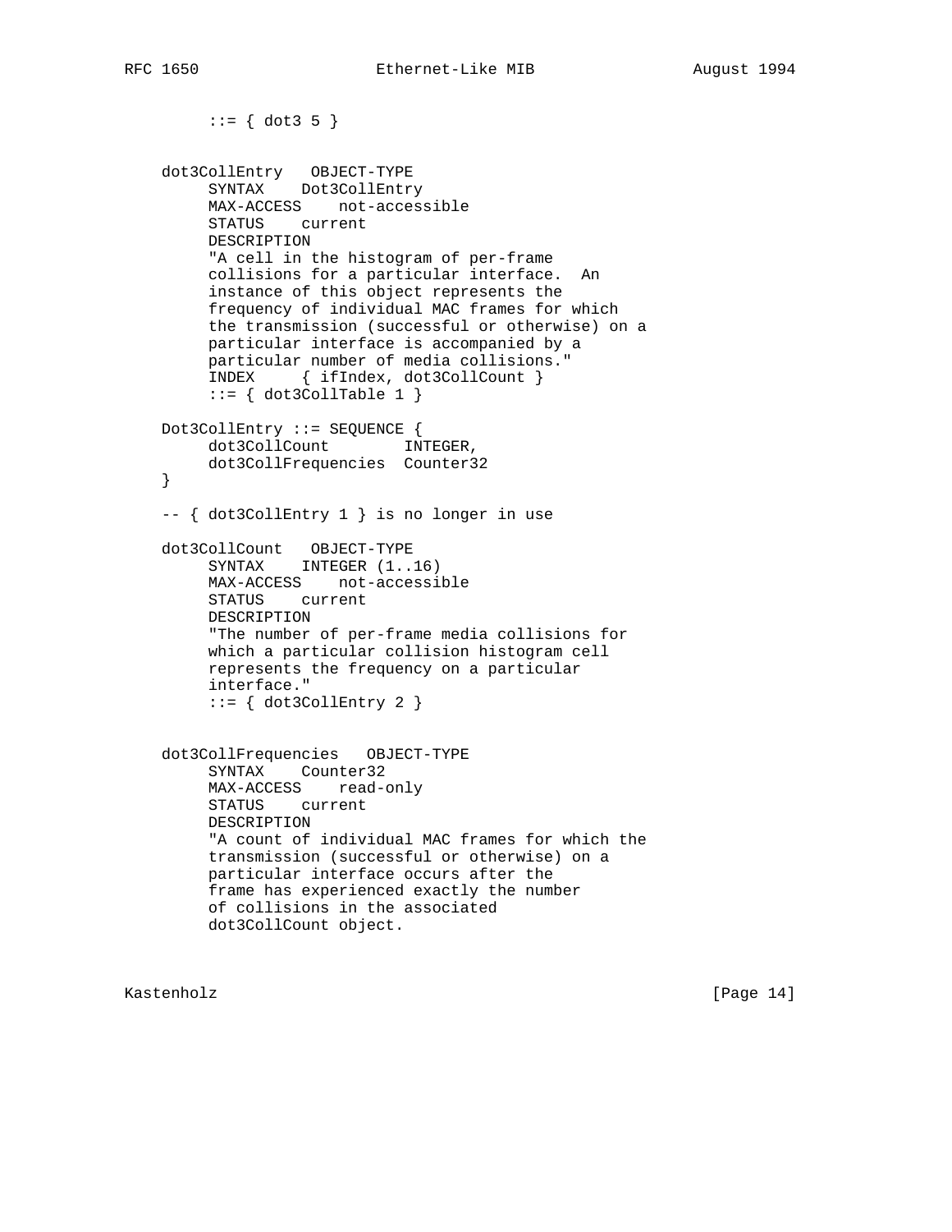```
        ::= { dot3 5 }


   dot3CollEntry   OBJECT-TYPE
        SYNTAX    Dot3CollEntry
        MAX-ACCESS    not-accessible
        STATUS    current
        DESCRIPTION
        "A cell in the histogram of per-frame
        collisions for a particular interface.  An
        instance of this object represents the
        frequency of individual MAC frames for which
        the transmission (successful or otherwise) on a
        particular interface is accompanied by a
        particular number of media collisions."
        INDEX     { ifIndex, dot3CollCount }
        ::= { dot3CollTable 1 }

   Dot3CollEntry ::= SEQUENCE {
        dot3CollCount        INTEGER,
        dot3CollFrequencies  Counter32
   }

   -- { dot3CollEntry 1 } is no longer in use

   dot3CollCount   OBJECT-TYPE
        SYNTAX    INTEGER (1..16)
        MAX-ACCESS    not-accessible
        STATUS    current
        DESCRIPTION
        "The number of per-frame media collisions for
        which a particular collision histogram cell
        represents the frequency on a particular
        interface."
        ::= { dot3CollEntry 2 }


   dot3CollFrequencies   OBJECT-TYPE
        SYNTAX    Counter32
        MAX-ACCESS    read-only
        STATUS    current
        DESCRIPTION
        "A count of individual MAC frames for which the
        transmission (successful or otherwise) on a
        particular interface occurs after the
        frame has experienced exactly the number
        of collisions in the associated
        dot3CollCount object.
```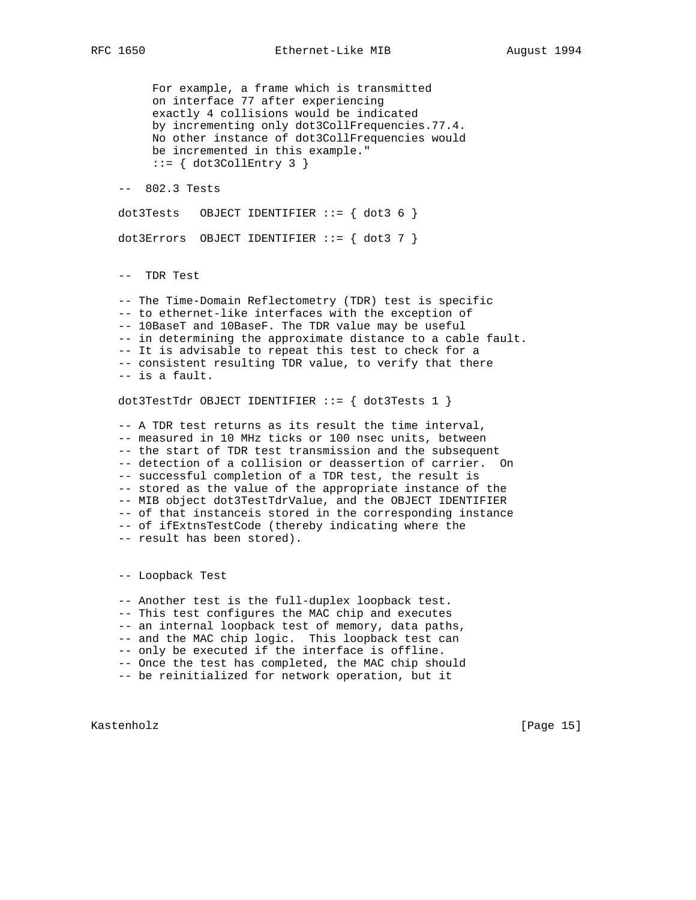```
        For example, a frame which is transmitted
        on interface 77 after experiencing
        exactly 4 collisions would be indicated
        by incrementing only dot3CollFrequencies.77.4.
        No other instance of dot3CollFrequencies would
        be incremented in this example."
        ::= { dot3CollEntry 3 }

    --  802.3 Tests

    dot3Tests   OBJECT IDENTIFIER ::= { dot3 6 }

    dot3Errors  OBJECT IDENTIFIER ::= { dot3 7 }


    --  TDR Test

    -- The Time-Domain Reflectometry (TDR) test is specific
    -- to ethernet-like interfaces with the exception of
    -- 10BaseT and 10BaseF. The TDR value may be useful
    -- in determining the approximate distance to a cable fault.
    -- It is advisable to repeat this test to check for a
    -- consistent resulting TDR value, to verify that there
    -- is a fault.

    dot3TestTdr OBJECT IDENTIFIER ::= { dot3Tests 1 }

    -- A TDR test returns as its result the time interval,
    -- measured in 10 MHz ticks or 100 nsec units, between
    -- the start of TDR test transmission and the subsequent
    -- detection of a collision or deassertion of carrier.  On
    -- successful completion of a TDR test, the result is
    -- stored as the value of the appropriate instance of the
    -- MIB object dot3TestTdrValue, and the OBJECT IDENTIFIER
    -- of that instanceis stored in the corresponding instance
    -- of ifExtnsTestCode (thereby indicating where the
    -- result has been stored).


    -- Loopback Test

    -- Another test is the full-duplex loopback test.
    -- This test configures the MAC chip and executes
    -- an internal loopback test of memory, data paths,
    -- and the MAC chip logic.  This loopback test can
    -- only be executed if the interface is offline.
    -- Once the test has completed, the MAC chip should
    -- be reinitialized for network operation, but it
```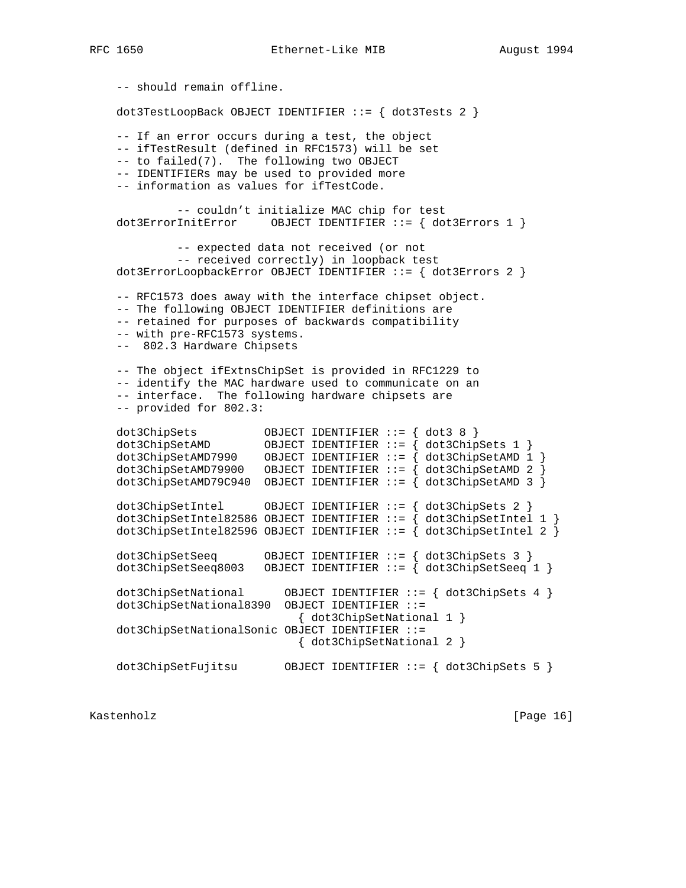```
    -- should remain offline.

    dot3TestLoopBack OBJECT IDENTIFIER ::= { dot3Tests 2 }

    -- If an error occurs during a test, the object
    -- ifTestResult (defined in RFC1573) will be set
    -- to failed(7).  The following two OBJECT
    -- IDENTIFIERs may be used to provided more
    -- information as values for ifTestCode.

            -- couldn't initialize MAC chip for test
    dot3ErrorInitError     OBJECT IDENTIFIER ::= { dot3Errors 1 }

            -- expected data not received (or not
            -- received correctly) in loopback test
    dot3ErrorLoopbackError OBJECT IDENTIFIER ::= { dot3Errors 2 }

    -- RFC1573 does away with the interface chipset object.
    -- The following OBJECT IDENTIFIER definitions are
    -- retained for purposes of backwards compatibility
    -- with pre-RFC1573 systems.
    --  802.3 Hardware Chipsets

    -- The object ifExtnsChipSet is provided in RFC1229 to
    -- identify the MAC hardware used to communicate on an
    -- interface.  The following hardware chipsets are
    -- provided for 802.3:

    dot3ChipSets          OBJECT IDENTIFIER ::= { dot3 8 }
    dot3ChipSetAMD        OBJECT IDENTIFIER ::= { dot3ChipSets 1 }
    dot3ChipSetAMD7990    OBJECT IDENTIFIER ::= { dot3ChipSetAMD 1 }
    dot3ChipSetAMD79900   OBJECT IDENTIFIER ::= { dot3ChipSetAMD 2 }
    dot3ChipSetAMD79C940  OBJECT IDENTIFIER ::= { dot3ChipSetAMD 3 }

    dot3ChipSetIntel      OBJECT IDENTIFIER ::= { dot3ChipSets 2 }
    dot3ChipSetIntel82586 OBJECT IDENTIFIER ::= { dot3ChipSetIntel 1 }
    dot3ChipSetIntel82596 OBJECT IDENTIFIER ::= { dot3ChipSetIntel 2 }

    dot3ChipSetSeeq       OBJECT IDENTIFIER ::= { dot3ChipSets 3 }
    dot3ChipSetSeeq8003   OBJECT IDENTIFIER ::= { dot3ChipSetSeeq 1 }

    dot3ChipSetNational      OBJECT IDENTIFIER ::= { dot3ChipSets 4 }
    dot3ChipSetNational8390  OBJECT IDENTIFIER ::=
                               { dot3ChipSetNational 1 }
    dot3ChipSetNationalSonic OBJECT IDENTIFIER ::=
                               { dot3ChipSetNational 2 }

    dot3ChipSetFujitsu       OBJECT IDENTIFIER ::= { dot3ChipSets 5 }
```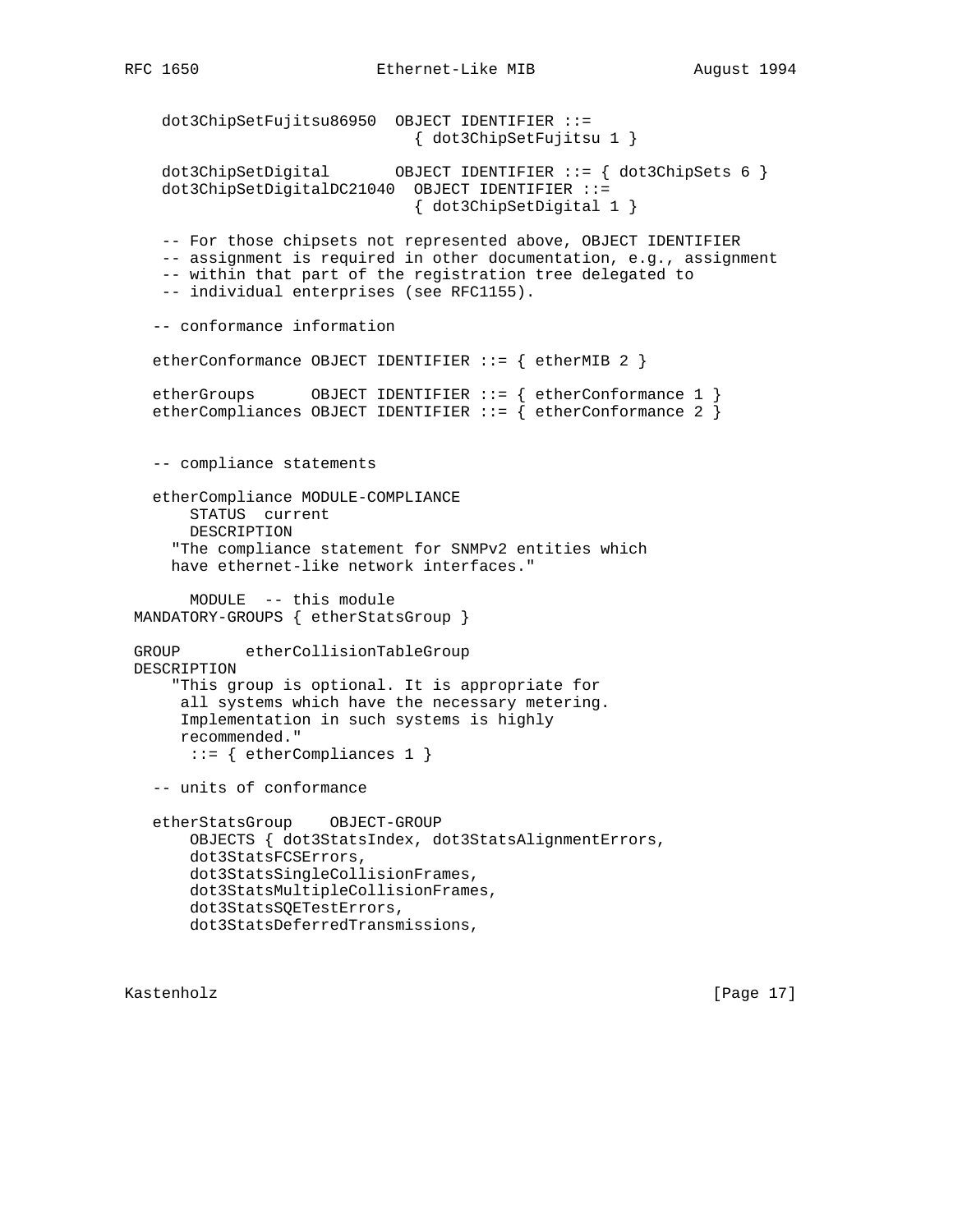```
    dot3ChipSetFujitsu86950  OBJECT IDENTIFIER ::=
                               { dot3ChipSetFujitsu 1 }

    dot3ChipSetDigital       OBJECT IDENTIFIER ::= { dot3ChipSets 6 }
    dot3ChipSetDigitalDC21040  OBJECT IDENTIFIER ::=
                               { dot3ChipSetDigital 1 }

    -- For those chipsets not represented above, OBJECT IDENTIFIER
    -- assignment is required in other documentation, e.g., assignment
    -- within that part of the registration tree delegated to
    -- individual enterprises (see RFC1155).

   -- conformance information

   etherConformance OBJECT IDENTIFIER ::= { etherMIB 2 }

   etherGroups      OBJECT IDENTIFIER ::= { etherConformance 1 }
   etherCompliances OBJECT IDENTIFIER ::= { etherConformance 2 }


   -- compliance statements

   etherCompliance MODULE-COMPLIANCE
       STATUS  current
       DESCRIPTION
     "The compliance statement for SNMPv2 entities which
     have ethernet-like network interfaces."

       MODULE  -- this module
 MANDATORY-GROUPS { etherStatsGroup }

 GROUP       etherCollisionTableGroup
 DESCRIPTION
     "This group is optional. It is appropriate for
      all systems which have the necessary metering.
      Implementation in such systems is highly
      recommended."
       ::= { etherCompliances 1 }

   -- units of conformance

   etherStatsGroup    OBJECT-GROUP
       OBJECTS { dot3StatsIndex, dot3StatsAlignmentErrors,
       dot3StatsFCSErrors,
       dot3StatsSingleCollisionFrames,
       dot3StatsMultipleCollisionFrames,
       dot3StatsSQETestErrors,
       dot3StatsDeferredTransmissions,
```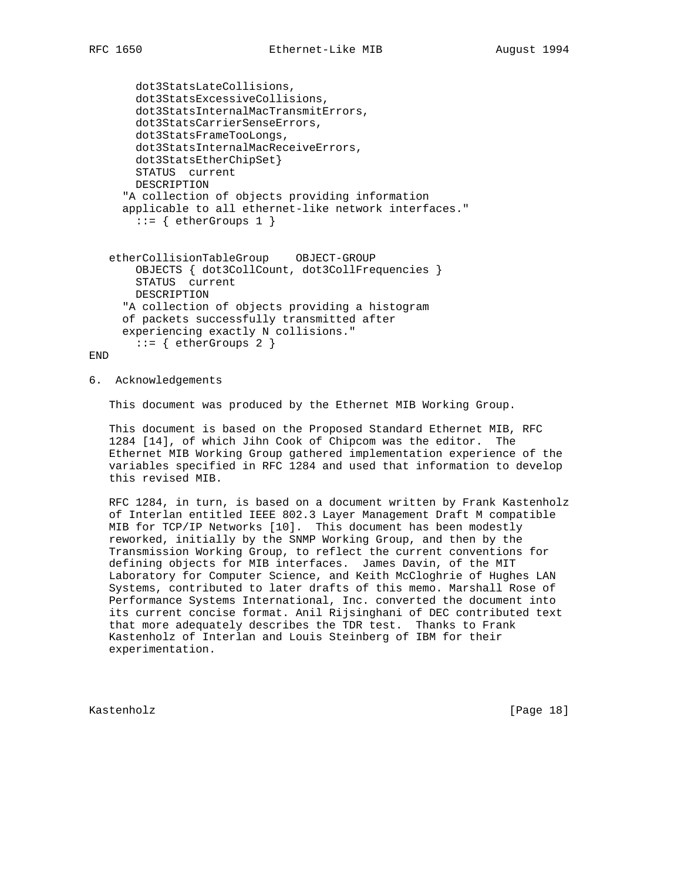```
       dot3StatsLateCollisions,
       dot3StatsExcessiveCollisions,
       dot3StatsInternalMacTransmitErrors,
       dot3StatsCarrierSenseErrors,
       dot3StatsFrameTooLongs,
       dot3StatsInternalMacReceiveErrors,
       dot3StatsEtherChipSet}
       STATUS  current
       DESCRIPTION
     "A collection of objects providing information
     applicable to all ethernet-like network interfaces."
       ::= { etherGroups 1 }


   etherCollisionTableGroup    OBJECT-GROUP
       OBJECTS { dot3CollCount, dot3CollFrequencies }
       STATUS  current
       DESCRIPTION
     "A collection of objects providing a histogram
     of packets successfully transmitted after
     experiencing exactly N collisions."
       ::= { etherGroups 2 }
END
```

## 6. Acknowledgements

This document was produced by the Ethernet MIB Working Group.

This document is based on the Proposed Standard Ethernet MIB, RFC 1284 [14], of which Jihn Cook of Chipcom was the editor. The Ethernet MIB Working Group gathered implementation experience of the variables specified in RFC 1284 and used that information to develop this revised MIB.

RFC 1284, in turn, is based on a document written by Frank Kastenholz of Interlan entitled IEEE 802.3 Layer Management Draft M compatible MIB for TCP/IP Networks [10]. This document has been modestly reworked, initially by the SNMP Working Group, and then by the Transmission Working Group, to reflect the current conventions for defining objects for MIB interfaces. James Davin, of the MIT Laboratory for Computer Science, and Keith McCloghrie of Hughes LAN Systems, contributed to later drafts of this memo. Marshall Rose of Performance Systems International, Inc. converted the document into its current concise format. Anil Rijsinghani of DEC contributed text that more adequately describes the TDR test. Thanks to Frank Kastenholz of Interlan and Louis Steinberg of IBM for their experimentation.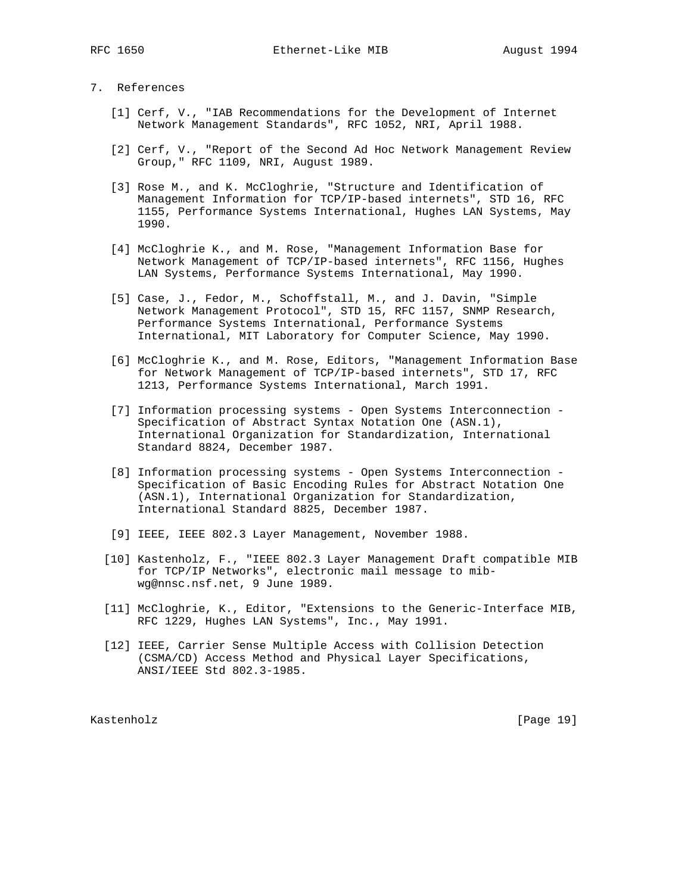## 7. References

[1] Cerf, V., "IAB Recommendations for the Development of Internet Network Management Standards", RFC 1052, NRI, April 1988.

[2] Cerf, V., "Report of the Second Ad Hoc Network Management Review Group," RFC 1109, NRI, August 1989.

[3] Rose M., and K. McCloghrie, "Structure and Identification of Management Information for TCP/IP-based internets", STD 16, RFC 1155, Performance Systems International, Hughes LAN Systems, May 1990.

[4] McCloghrie K., and M. Rose, "Management Information Base for Network Management of TCP/IP-based internets", RFC 1156, Hughes LAN Systems, Performance Systems International, May 1990.

[5] Case, J., Fedor, M., Schoffstall, M., and J. Davin, "Simple Network Management Protocol", STD 15, RFC 1157, SNMP Research, Performance Systems International, Performance Systems International, MIT Laboratory for Computer Science, May 1990.

[6] McCloghrie K., and M. Rose, Editors, "Management Information Base for Network Management of TCP/IP-based internets", STD 17, RFC 1213, Performance Systems International, March 1991.

[7] Information processing systems - Open Systems Interconnection - Specification of Abstract Syntax Notation One (ASN.1), International Organization for Standardization, International Standard 8824, December 1987.

[8] Information processing systems - Open Systems Interconnection - Specification of Basic Encoding Rules for Abstract Notation One (ASN.1), International Organization for Standardization, International Standard 8825, December 1987.

[9] IEEE, IEEE 802.3 Layer Management, November 1988.

[10] Kastenholz, F., "IEEE 802.3 Layer Management Draft compatible MIB for TCP/IP Networks", electronic mail message to mib-wg@nnsc.nsf.net, 9 June 1989.

[11] McCloghrie, K., Editor, "Extensions to the Generic-Interface MIB, RFC 1229, Hughes LAN Systems", Inc., May 1991.

[12] IEEE, Carrier Sense Multiple Access with Collision Detection (CSMA/CD) Access Method and Physical Layer Specifications, ANSI/IEEE Std 802.3-1985.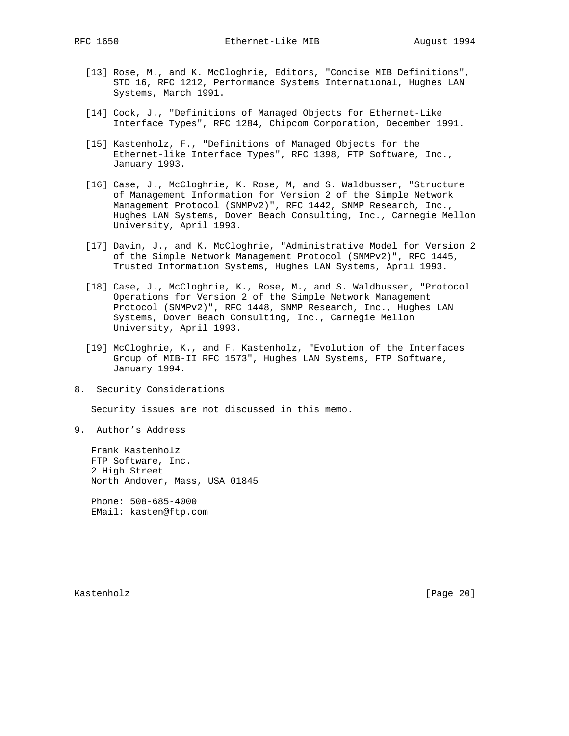[13] Rose, M., and K. McCloghrie, Editors, "Concise MIB Definitions", STD 16, RFC 1212, Performance Systems International, Hughes LAN Systems, March 1991.

[14] Cook, J., "Definitions of Managed Objects for Ethernet-Like Interface Types", RFC 1284, Chipcom Corporation, December 1991.

[15] Kastenholz, F., "Definitions of Managed Objects for the Ethernet-like Interface Types", RFC 1398, FTP Software, Inc., January 1993.

[16] Case, J., McCloghrie, K. Rose, M, and S. Waldbusser, "Structure of Management Information for Version 2 of the Simple Network Management Protocol (SNMPv2)", RFC 1442, SNMP Research, Inc., Hughes LAN Systems, Dover Beach Consulting, Inc., Carnegie Mellon University, April 1993.

[17] Davin, J., and K. McCloghrie, "Administrative Model for Version 2 of the Simple Network Management Protocol (SNMPv2)", RFC 1445, Trusted Information Systems, Hughes LAN Systems, April 1993.

[18] Case, J., McCloghrie, K., Rose, M., and S. Waldbusser, "Protocol Operations for Version 2 of the Simple Network Management Protocol (SNMPv2)", RFC 1448, SNMP Research, Inc., Hughes LAN Systems, Dover Beach Consulting, Inc., Carnegie Mellon University, April 1993.

[19] McCloghrie, K., and F. Kastenholz, "Evolution of the Interfaces Group of MIB-II RFC 1573", Hughes LAN Systems, FTP Software, January 1994.

## 8. Security Considerations

Security issues are not discussed in this memo.

## 9. Author's Address

Frank Kastenholz
FTP Software, Inc.
2 High Street
North Andover, Mass, USA 01845

Phone: 508-685-4000
EMail: kasten@ftp.com